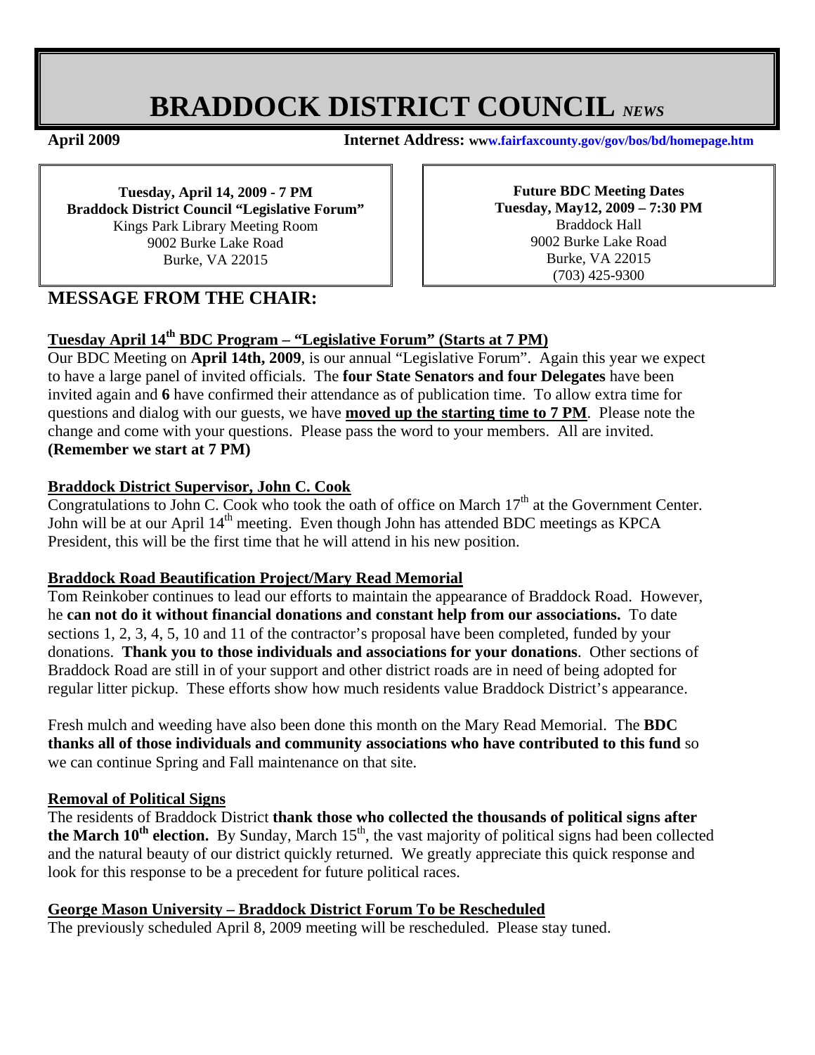# BRADDOCK DISTRICT COUNCIL *NEWS*

**April 2009** **Internet Address: www.fairfaxcounty.gov/gov/bos/bd/homepage.htm**

**Tuesday, April 14, 2009 - 7 PM**
**Braddock District Council "Legislative Forum"**
Kings Park Library Meeting Room
9002 Burke Lake Road
Burke, VA 22015

**Future BDC Meeting Dates**
**Tuesday, May12, 2009 – 7:30 PM**
Braddock Hall
9002 Burke Lake Road
Burke, VA 22015
(703) 425-9300

## MESSAGE FROM THE CHAIR:

### Tuesday April 14th BDC Program – "Legislative Forum" (Starts at 7 PM)

Our BDC Meeting on **April 14th, 2009**, is our annual "Legislative Forum". Again this year we expect to have a large panel of invited officials. The **four State Senators and four Delegates** have been invited again and **6** have confirmed their attendance as of publication time. To allow extra time for questions and dialog with our guests, we have **moved up the starting time to 7 PM**. Please note the change and come with your questions. Please pass the word to your members. All are invited. **(Remember we start at 7 PM)**

### Braddock District Supervisor, John C. Cook

Congratulations to John C. Cook who took the oath of office on March 17th at the Government Center. John will be at our April 14th meeting. Even though John has attended BDC meetings as KPCA President, this will be the first time that he will attend in his new position.

### Braddock Road Beautification Project/Mary Read Memorial

Tom Reinkober continues to lead our efforts to maintain the appearance of Braddock Road. However, he **can not do it without financial donations and constant help from our associations.** To date sections 1, 2, 3, 4, 5, 10 and 11 of the contractor's proposal have been completed, funded by your donations. **Thank you to those individuals and associations for your donations**. Other sections of Braddock Road are still in of your support and other district roads are in need of being adopted for regular litter pickup. These efforts show how much residents value Braddock District's appearance.

Fresh mulch and weeding have also been done this month on the Mary Read Memorial. The **BDC thanks all of those individuals and community associations who have contributed to this fund** so we can continue Spring and Fall maintenance on that site.

### Removal of Political Signs

The residents of Braddock District **thank those who collected the thousands of political signs after the March 10th election.** By Sunday, March 15th, the vast majority of political signs had been collected and the natural beauty of our district quickly returned. We greatly appreciate this quick response and look for this response to be a precedent for future political races.

### George Mason University – Braddock District Forum To be Rescheduled

The previously scheduled April 8, 2009 meeting will be rescheduled. Please stay tuned.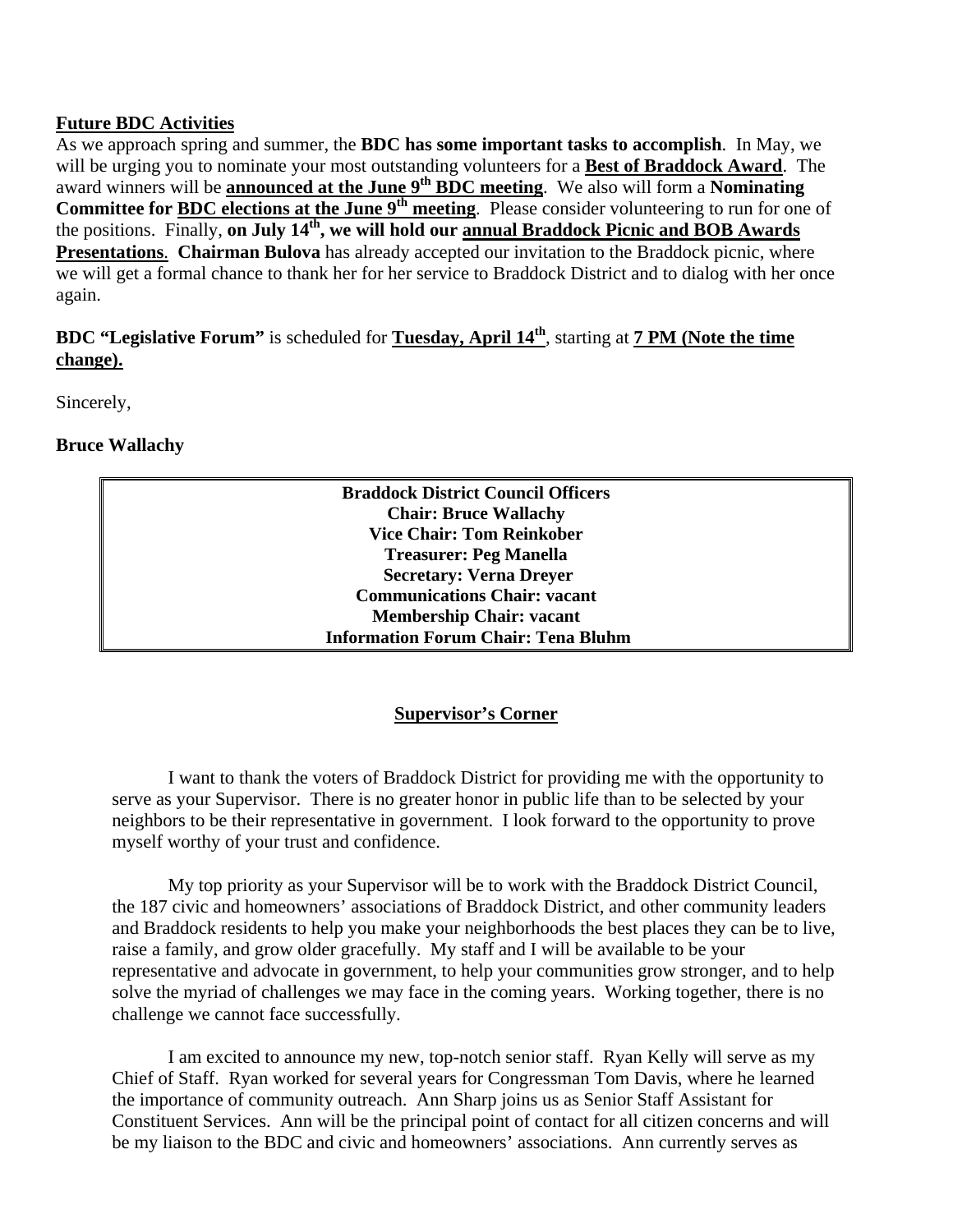**Future BDC Activities**

As we approach spring and summer, the **BDC has some important tasks to accomplish**. In May, we will be urging you to nominate your most outstanding volunteers for a **Best of Braddock Award**. The award winners will be **announced at the June 9th BDC meeting**. We also will form a **Nominating Committee for BDC elections at the June 9th meeting**. Please consider volunteering to run for one of the positions. Finally, **on July 14th, we will hold our annual Braddock Picnic and BOB Awards Presentations**. **Chairman Bulova** has already accepted our invitation to the Braddock picnic, where we will get a formal chance to thank her for her service to Braddock District and to dialog with her once again.

**BDC "Legislative Forum"** is scheduled for **Tuesday, April 14th**, starting at **7 PM (Note the time change).**

Sincerely,

**Bruce Wallachy**

| **Braddock District Council Officers** |
|---|
| **Chair: Bruce Wallachy** |
| **Vice Chair: Tom Reinkober** |
| **Treasurer: Peg Manella** |
| **Secretary: Verna Dreyer** |
| **Communications Chair: vacant** |
| **Membership Chair: vacant** |
| **Information Forum Chair: Tena Bluhm** |

## Supervisor's Corner

I want to thank the voters of Braddock District for providing me with the opportunity to serve as your Supervisor. There is no greater honor in public life than to be selected by your neighbors to be their representative in government. I look forward to the opportunity to prove myself worthy of your trust and confidence.

My top priority as your Supervisor will be to work with the Braddock District Council, the 187 civic and homeowners' associations of Braddock District, and other community leaders and Braddock residents to help you make your neighborhoods the best places they can be to live, raise a family, and grow older gracefully. My staff and I will be available to be your representative and advocate in government, to help your communities grow stronger, and to help solve the myriad of challenges we may face in the coming years. Working together, there is no challenge we cannot face successfully.

I am excited to announce my new, top-notch senior staff. Ryan Kelly will serve as my Chief of Staff. Ryan worked for several years for Congressman Tom Davis, where he learned the importance of community outreach. Ann Sharp joins us as Senior Staff Assistant for Constituent Services. Ann will be the principal point of contact for all citizen concerns and will be my liaison to the BDC and civic and homeowners' associations. Ann currently serves as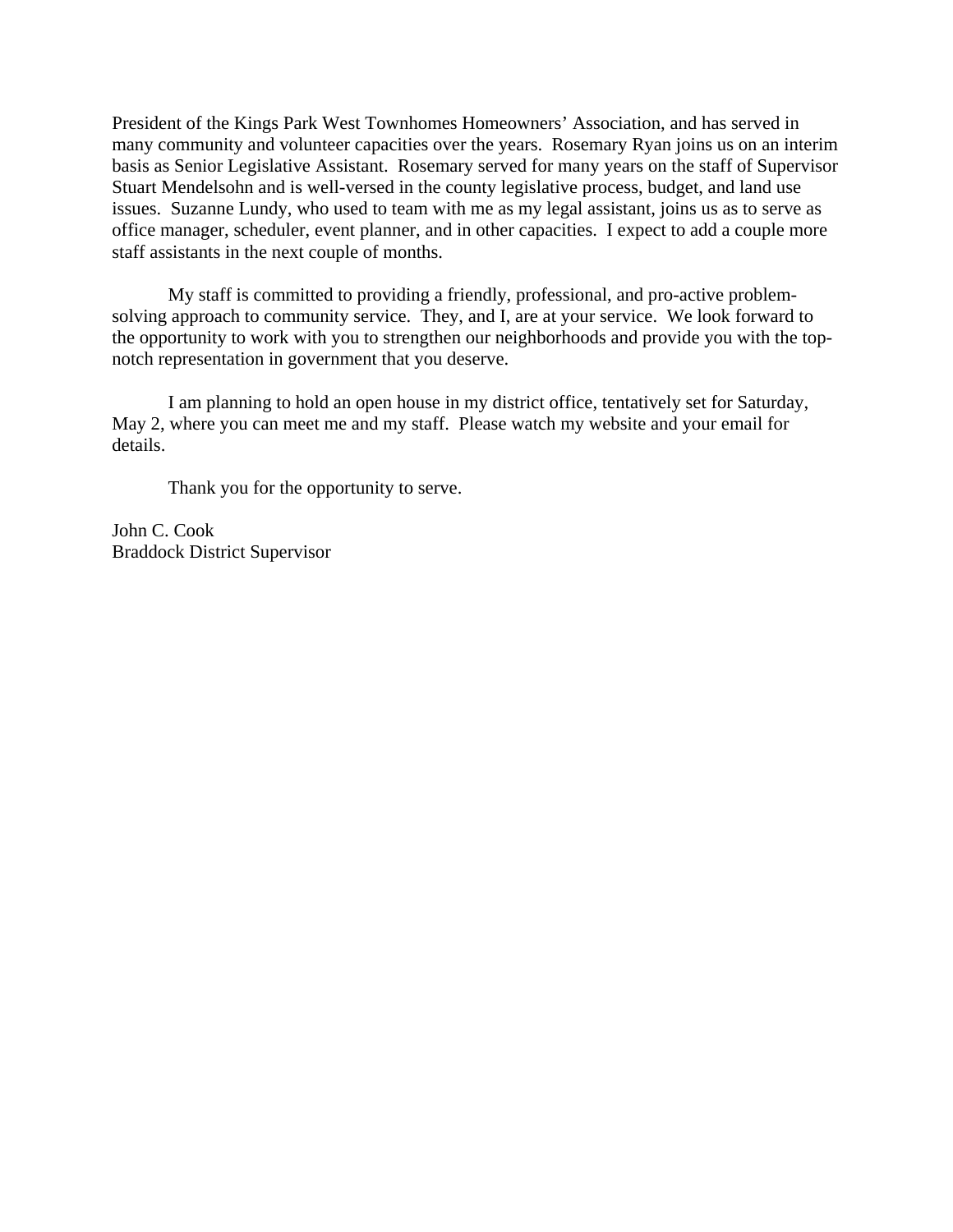President of the Kings Park West Townhomes Homeowners' Association, and has served in many community and volunteer capacities over the years. Rosemary Ryan joins us on an interim basis as Senior Legislative Assistant. Rosemary served for many years on the staff of Supervisor Stuart Mendelsohn and is well-versed in the county legislative process, budget, and land use issues. Suzanne Lundy, who used to team with me as my legal assistant, joins us as to serve as office manager, scheduler, event planner, and in other capacities. I expect to add a couple more staff assistants in the next couple of months.

My staff is committed to providing a friendly, professional, and pro-active problem-solving approach to community service. They, and I, are at your service. We look forward to the opportunity to work with you to strengthen our neighborhoods and provide you with the top-notch representation in government that you deserve.

I am planning to hold an open house in my district office, tentatively set for Saturday, May 2, where you can meet me and my staff. Please watch my website and your email for details.

Thank you for the opportunity to serve.

John C. Cook
Braddock District Supervisor